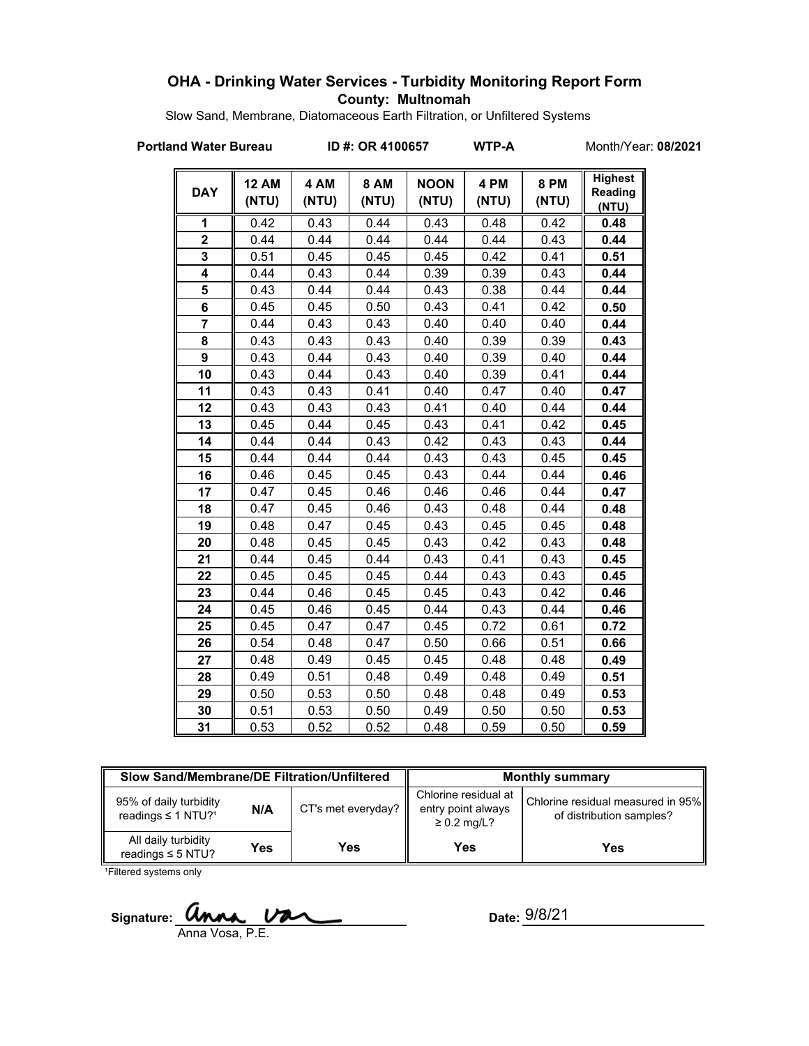# OHA - Drinking Water Services - Turbidity Monitoring Report Form

**County: Multnomah**

Slow Sand, Membrane, Diatomaceous Earth Filtration, or Unfiltered Systems

**Portland Water Bureau** **ID #: OR 4100657** **WTP-A** Month/Year: **08/2021**

| DAY | 12 AM (NTU) | 4 AM (NTU) | 8 AM (NTU) | NOON (NTU) | 4 PM (NTU) | 8 PM (NTU) | Highest Reading (NTU) |
|---|---|---|---|---|---|---|---|
| 1 | 0.42 | 0.43 | 0.44 | 0.43 | 0.48 | 0.42 | **0.48** |
| 2 | 0.44 | 0.44 | 0.44 | 0.44 | 0.44 | 0.43 | **0.44** |
| 3 | 0.51 | 0.45 | 0.45 | 0.45 | 0.42 | 0.41 | **0.51** |
| 4 | 0.44 | 0.43 | 0.44 | 0.39 | 0.39 | 0.43 | **0.44** |
| 5 | 0.43 | 0.44 | 0.44 | 0.43 | 0.38 | 0.44 | **0.44** |
| 6 | 0.45 | 0.45 | 0.50 | 0.43 | 0.41 | 0.42 | **0.50** |
| 7 | 0.44 | 0.43 | 0.43 | 0.40 | 0.40 | 0.40 | **0.44** |
| 8 | 0.43 | 0.43 | 0.43 | 0.40 | 0.39 | 0.39 | **0.43** |
| 9 | 0.43 | 0.44 | 0.43 | 0.40 | 0.39 | 0.40 | **0.44** |
| 10 | 0.43 | 0.44 | 0.43 | 0.40 | 0.39 | 0.41 | **0.44** |
| 11 | 0.43 | 0.43 | 0.41 | 0.40 | 0.47 | 0.40 | **0.47** |
| 12 | 0.43 | 0.43 | 0.43 | 0.41 | 0.40 | 0.44 | **0.44** |
| 13 | 0.45 | 0.44 | 0.45 | 0.43 | 0.41 | 0.42 | **0.45** |
| 14 | 0.44 | 0.44 | 0.43 | 0.42 | 0.43 | 0.43 | **0.44** |
| 15 | 0.44 | 0.44 | 0.44 | 0.43 | 0.43 | 0.45 | **0.45** |
| 16 | 0.46 | 0.45 | 0.45 | 0.43 | 0.44 | 0.44 | **0.46** |
| 17 | 0.47 | 0.45 | 0.46 | 0.46 | 0.46 | 0.44 | **0.47** |
| 18 | 0.47 | 0.45 | 0.46 | 0.43 | 0.48 | 0.44 | **0.48** |
| 19 | 0.48 | 0.47 | 0.45 | 0.43 | 0.45 | 0.45 | **0.48** |
| 20 | 0.48 | 0.45 | 0.45 | 0.43 | 0.42 | 0.43 | **0.48** |
| 21 | 0.44 | 0.45 | 0.44 | 0.43 | 0.41 | 0.43 | **0.45** |
| 22 | 0.45 | 0.45 | 0.45 | 0.44 | 0.43 | 0.43 | **0.45** |
| 23 | 0.44 | 0.46 | 0.45 | 0.45 | 0.43 | 0.42 | **0.46** |
| 24 | 0.45 | 0.46 | 0.45 | 0.44 | 0.43 | 0.44 | **0.46** |
| 25 | 0.45 | 0.47 | 0.47 | 0.45 | 0.72 | 0.61 | **0.72** |
| 26 | 0.54 | 0.48 | 0.47 | 0.50 | 0.66 | 0.51 | **0.66** |
| 27 | 0.48 | 0.49 | 0.45 | 0.45 | 0.48 | 0.48 | **0.49** |
| 28 | 0.49 | 0.51 | 0.48 | 0.49 | 0.48 | 0.49 | **0.51** |
| 29 | 0.50 | 0.53 | 0.50 | 0.48 | 0.48 | 0.49 | **0.53** |
| 30 | 0.51 | 0.53 | 0.50 | 0.49 | 0.50 | 0.50 | **0.53** |
| 31 | 0.53 | 0.52 | 0.52 | 0.48 | 0.59 | 0.50 | **0.59** |

| Slow Sand/Membrane/DE Filtration/Unfiltered | | | Monthly summary | |
|---|---|---|---|---|
| 95% of daily turbidity readings ≤ 1 NTU?[1] | N/A | CT's met everyday? | Chlorine residual at entry point always ≥ 0.2 mg/L? | Chlorine residual measured in 95% of distribution samples? |
| All daily turbidity readings ≤ 5 NTU? | Yes | Yes | Yes | Yes |

[1]Filtered systems only

Signature: Anna Vosa, P.E.

Date: 9/8/21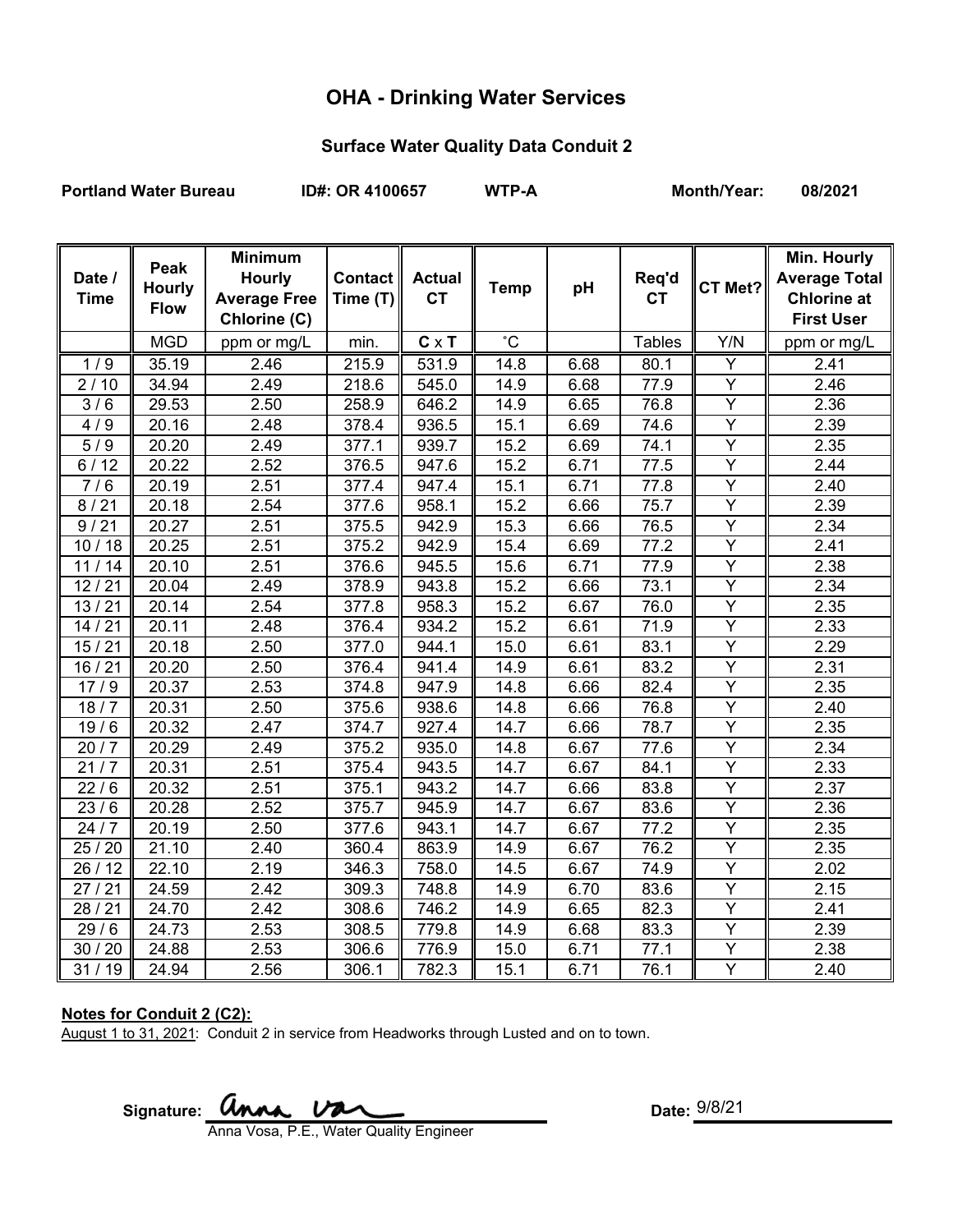# OHA - Drinking Water Services

## Surface Water Quality Data Conduit 2

**Portland Water Bureau** **ID#: OR 4100657** **WTP-A** **Month/Year: 08/2021**

| Date / Time | Peak Hourly Flow | Minimum Hourly Average Free Chlorine (C) | Contact Time (T) | Actual CT | Temp | pH | Req'd CT | CT Met? | Min. Hourly Average Total Chlorine at First User |
|---|---|---|---|---|---|---|---|---|---|
| | MGD | ppm or mg/L | min. | **C** x **T** | ˚C | | Tables | Y/N | ppm or mg/L |
| 1 / 9 | 35.19 | 2.46 | 215.9 | 531.9 | 14.8 | 6.68 | 80.1 | Y | 2.41 |
| 2 / 10 | 34.94 | 2.49 | 218.6 | 545.0 | 14.9 | 6.68 | 77.9 | Y | 2.46 |
| 3 / 6 | 29.53 | 2.50 | 258.9 | 646.2 | 14.9 | 6.65 | 76.8 | Y | 2.36 |
| 4 / 9 | 20.16 | 2.48 | 378.4 | 936.5 | 15.1 | 6.69 | 74.6 | Y | 2.39 |
| 5 / 9 | 20.20 | 2.49 | 377.1 | 939.7 | 15.2 | 6.69 | 74.1 | Y | 2.35 |
| 6 / 12 | 20.22 | 2.52 | 376.5 | 947.6 | 15.2 | 6.71 | 77.5 | Y | 2.44 |
| 7 / 6 | 20.19 | 2.51 | 377.4 | 947.4 | 15.1 | 6.71 | 77.8 | Y | 2.40 |
| 8 / 21 | 20.18 | 2.54 | 377.6 | 958.1 | 15.2 | 6.66 | 75.7 | Y | 2.39 |
| 9 / 21 | 20.27 | 2.51 | 375.5 | 942.9 | 15.3 | 6.66 | 76.5 | Y | 2.34 |
| 10 / 18 | 20.25 | 2.51 | 375.2 | 942.9 | 15.4 | 6.69 | 77.2 | Y | 2.41 |
| 11 / 14 | 20.10 | 2.51 | 376.6 | 945.5 | 15.6 | 6.71 | 77.9 | Y | 2.38 |
| 12 / 21 | 20.04 | 2.49 | 378.9 | 943.8 | 15.2 | 6.66 | 73.1 | Y | 2.34 |
| 13 / 21 | 20.14 | 2.54 | 377.8 | 958.3 | 15.2 | 6.67 | 76.0 | Y | 2.35 |
| 14 / 21 | 20.11 | 2.48 | 376.4 | 934.2 | 15.2 | 6.61 | 71.9 | Y | 2.33 |
| 15 / 21 | 20.18 | 2.50 | 377.0 | 944.1 | 15.0 | 6.61 | 83.1 | Y | 2.29 |
| 16 / 21 | 20.20 | 2.50 | 376.4 | 941.4 | 14.9 | 6.61 | 83.2 | Y | 2.31 |
| 17 / 9 | 20.37 | 2.53 | 374.8 | 947.9 | 14.8 | 6.66 | 82.4 | Y | 2.35 |
| 18 / 7 | 20.31 | 2.50 | 375.6 | 938.6 | 14.8 | 6.66 | 76.8 | Y | 2.40 |
| 19 / 6 | 20.32 | 2.47 | 374.7 | 927.4 | 14.7 | 6.66 | 78.7 | Y | 2.35 |
| 20 / 7 | 20.29 | 2.49 | 375.2 | 935.0 | 14.8 | 6.67 | 77.6 | Y | 2.34 |
| 21 / 7 | 20.31 | 2.51 | 375.4 | 943.5 | 14.7 | 6.67 | 84.1 | Y | 2.33 |
| 22 / 6 | 20.32 | 2.51 | 375.1 | 943.2 | 14.7 | 6.66 | 83.8 | Y | 2.37 |
| 23 / 6 | 20.28 | 2.52 | 375.7 | 945.9 | 14.7 | 6.67 | 83.6 | Y | 2.36 |
| 24 / 7 | 20.19 | 2.50 | 377.6 | 943.1 | 14.7 | 6.67 | 77.2 | Y | 2.35 |
| 25 / 20 | 21.10 | 2.40 | 360.4 | 863.9 | 14.9 | 6.67 | 76.2 | Y | 2.35 |
| 26 / 12 | 22.10 | 2.19 | 346.3 | 758.0 | 14.5 | 6.67 | 74.9 | Y | 2.02 |
| 27 / 21 | 24.59 | 2.42 | 309.3 | 748.8 | 14.9 | 6.70 | 83.6 | Y | 2.15 |
| 28 / 21 | 24.70 | 2.42 | 308.6 | 746.2 | 14.9 | 6.65 | 82.3 | Y | 2.41 |
| 29 / 6 | 24.73 | 2.53 | 308.5 | 779.8 | 14.9 | 6.68 | 83.3 | Y | 2.39 |
| 30 / 20 | 24.88 | 2.53 | 306.6 | 776.9 | 15.0 | 6.71 | 77.1 | Y | 2.38 |
| 31 / 19 | 24.94 | 2.56 | 306.1 | 782.3 | 15.1 | 6.71 | 76.1 | Y | 2.40 |

**Notes for Conduit 2 (C2):**

August 1 to 31, 2021: Conduit 2 in service from Headworks through Lusted and on to town.

**Signature:** Anna Vosa
Anna Vosa, P.E., Water Quality Engineer

**Date:** 9/8/21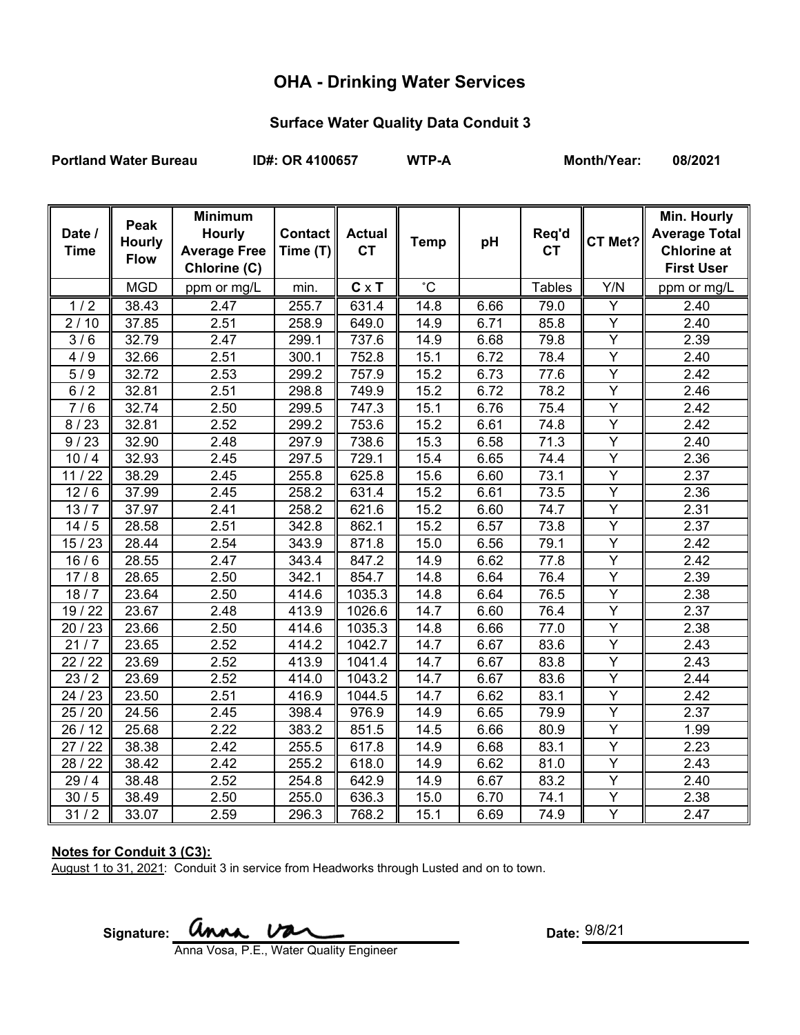# OHA - Drinking Water Services

## Surface Water Quality Data Conduit 3

**Portland Water Bureau** **ID#: OR 4100657** **WTP-A** **Month/Year: 08/2021**

| Date / Time | Peak Hourly Flow | Minimum Hourly Average Free Chlorine (C) | Contact Time (T) | Actual CT | Temp | pH | Req'd CT | CT Met? | Min. Hourly Average Total Chlorine at First User |
|---|---|---|---|---|---|---|---|---|---|
| | MGD | ppm or mg/L | min. | **C** x **T** | ˚C | | Tables | Y/N | ppm or mg/L |
| 1 / 2 | 38.43 | 2.47 | 255.7 | 631.4 | 14.8 | 6.66 | 79.0 | Y | 2.40 |
| 2 / 10 | 37.85 | 2.51 | 258.9 | 649.0 | 14.9 | 6.71 | 85.8 | Y | 2.40 |
| 3 / 6 | 32.79 | 2.47 | 299.1 | 737.6 | 14.9 | 6.68 | 79.8 | Y | 2.39 |
| 4 / 9 | 32.66 | 2.51 | 300.1 | 752.8 | 15.1 | 6.72 | 78.4 | Y | 2.40 |
| 5 / 9 | 32.72 | 2.53 | 299.2 | 757.9 | 15.2 | 6.73 | 77.6 | Y | 2.42 |
| 6 / 2 | 32.81 | 2.51 | 298.8 | 749.9 | 15.2 | 6.72 | 78.2 | Y | 2.46 |
| 7 / 6 | 32.74 | 2.50 | 299.5 | 747.3 | 15.1 | 6.76 | 75.4 | Y | 2.42 |
| 8 / 23 | 32.81 | 2.52 | 299.2 | 753.6 | 15.2 | 6.61 | 74.8 | Y | 2.42 |
| 9 / 23 | 32.90 | 2.48 | 297.9 | 738.6 | 15.3 | 6.58 | 71.3 | Y | 2.40 |
| 10 / 4 | 32.93 | 2.45 | 297.5 | 729.1 | 15.4 | 6.65 | 74.4 | Y | 2.36 |
| 11 / 22 | 38.29 | 2.45 | 255.8 | 625.8 | 15.6 | 6.60 | 73.1 | Y | 2.37 |
| 12 / 6 | 37.99 | 2.45 | 258.2 | 631.4 | 15.2 | 6.61 | 73.5 | Y | 2.36 |
| 13 / 7 | 37.97 | 2.41 | 258.2 | 621.6 | 15.2 | 6.60 | 74.7 | Y | 2.31 |
| 14 / 5 | 28.58 | 2.51 | 342.8 | 862.1 | 15.2 | 6.57 | 73.8 | Y | 2.37 |
| 15 / 23 | 28.44 | 2.54 | 343.9 | 871.8 | 15.0 | 6.56 | 79.1 | Y | 2.42 |
| 16 / 6 | 28.55 | 2.47 | 343.4 | 847.2 | 14.9 | 6.62 | 77.8 | Y | 2.42 |
| 17 / 8 | 28.65 | 2.50 | 342.1 | 854.7 | 14.8 | 6.64 | 76.4 | Y | 2.39 |
| 18 / 7 | 23.64 | 2.50 | 414.6 | 1035.3 | 14.8 | 6.64 | 76.5 | Y | 2.38 |
| 19 / 22 | 23.67 | 2.48 | 413.9 | 1026.6 | 14.7 | 6.60 | 76.4 | Y | 2.37 |
| 20 / 23 | 23.66 | 2.50 | 414.6 | 1035.3 | 14.8 | 6.66 | 77.0 | Y | 2.38 |
| 21 / 7 | 23.65 | 2.52 | 414.2 | 1042.7 | 14.7 | 6.67 | 83.6 | Y | 2.43 |
| 22 / 22 | 23.69 | 2.52 | 413.9 | 1041.4 | 14.7 | 6.67 | 83.8 | Y | 2.43 |
| 23 / 2 | 23.69 | 2.52 | 414.0 | 1043.2 | 14.7 | 6.67 | 83.6 | Y | 2.44 |
| 24 / 23 | 23.50 | 2.51 | 416.9 | 1044.5 | 14.7 | 6.62 | 83.1 | Y | 2.42 |
| 25 / 20 | 24.56 | 2.45 | 398.4 | 976.9 | 14.9 | 6.65 | 79.9 | Y | 2.37 |
| 26 / 12 | 25.68 | 2.22 | 383.2 | 851.5 | 14.5 | 6.66 | 80.9 | Y | 1.99 |
| 27 / 22 | 38.38 | 2.42 | 255.5 | 617.8 | 14.9 | 6.68 | 83.1 | Y | 2.23 |
| 28 / 22 | 38.42 | 2.42 | 255.2 | 618.0 | 14.9 | 6.62 | 81.0 | Y | 2.43 |
| 29 / 4 | 38.48 | 2.52 | 254.8 | 642.9 | 14.9 | 6.67 | 83.2 | Y | 2.40 |
| 30 / 5 | 38.49 | 2.50 | 255.0 | 636.3 | 15.0 | 6.70 | 74.1 | Y | 2.38 |
| 31 / 2 | 33.07 | 2.59 | 296.3 | 768.2 | 15.1 | 6.69 | 74.9 | Y | 2.47 |

**Notes for Conduit 3 (C3):**

August 1 to 31, 2021: Conduit 3 in service from Headworks through Lusted and on to town.

**Signature:** Anna Vosa
Anna Vosa, P.E., Water Quality Engineer

**Date:** 9/8/21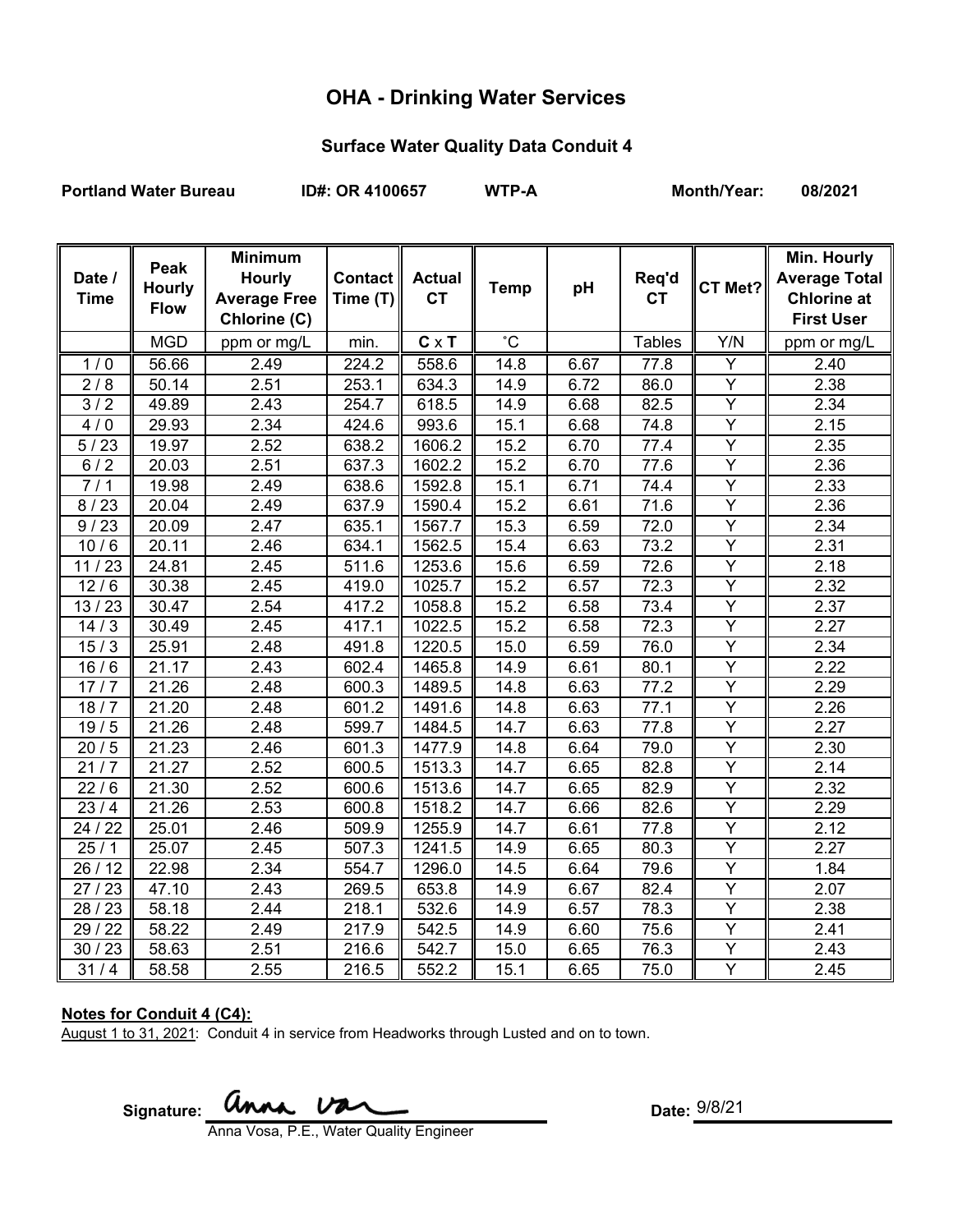# OHA - Drinking Water Services

## Surface Water Quality Data Conduit 4

**Portland Water Bureau** **ID#: OR 4100657** **WTP-A** **Month/Year: 08/2021**

| Date / Time | Peak Hourly Flow | Minimum Hourly Average Free Chlorine (C) | Contact Time (T) | Actual CT | Temp | pH | Req'd CT | CT Met? | Min. Hourly Average Total Chlorine at First User |
|---|---|---|---|---|---|---|---|---|---|
| | MGD | ppm or mg/L | min. | **C** x **T** | ˚C | | Tables | Y/N | ppm or mg/L |
| 1 / 0 | 56.66 | 2.49 | 224.2 | 558.6 | 14.8 | 6.67 | 77.8 | Y | 2.40 |
| 2 / 8 | 50.14 | 2.51 | 253.1 | 634.3 | 14.9 | 6.72 | 86.0 | Y | 2.38 |
| 3 / 2 | 49.89 | 2.43 | 254.7 | 618.5 | 14.9 | 6.68 | 82.5 | Y | 2.34 |
| 4 / 0 | 29.93 | 2.34 | 424.6 | 993.6 | 15.1 | 6.68 | 74.8 | Y | 2.15 |
| 5 / 23 | 19.97 | 2.52 | 638.2 | 1606.2 | 15.2 | 6.70 | 77.4 | Y | 2.35 |
| 6 / 2 | 20.03 | 2.51 | 637.3 | 1602.2 | 15.2 | 6.70 | 77.6 | Y | 2.36 |
| 7 / 1 | 19.98 | 2.49 | 638.6 | 1592.8 | 15.1 | 6.71 | 74.4 | Y | 2.33 |
| 8 / 23 | 20.04 | 2.49 | 637.9 | 1590.4 | 15.2 | 6.61 | 71.6 | Y | 2.36 |
| 9 / 23 | 20.09 | 2.47 | 635.1 | 1567.7 | 15.3 | 6.59 | 72.0 | Y | 2.34 |
| 10 / 6 | 20.11 | 2.46 | 634.1 | 1562.5 | 15.4 | 6.63 | 73.2 | Y | 2.31 |
| 11 / 23 | 24.81 | 2.45 | 511.6 | 1253.6 | 15.6 | 6.59 | 72.6 | Y | 2.18 |
| 12 / 6 | 30.38 | 2.45 | 419.0 | 1025.7 | 15.2 | 6.57 | 72.3 | Y | 2.32 |
| 13 / 23 | 30.47 | 2.54 | 417.2 | 1058.8 | 15.2 | 6.58 | 73.4 | Y | 2.37 |
| 14 / 3 | 30.49 | 2.45 | 417.1 | 1022.5 | 15.2 | 6.58 | 72.3 | Y | 2.27 |
| 15 / 3 | 25.91 | 2.48 | 491.8 | 1220.5 | 15.0 | 6.59 | 76.0 | Y | 2.34 |
| 16 / 6 | 21.17 | 2.43 | 602.4 | 1465.8 | 14.9 | 6.61 | 80.1 | Y | 2.22 |
| 17 / 7 | 21.26 | 2.48 | 600.3 | 1489.5 | 14.8 | 6.63 | 77.2 | Y | 2.29 |
| 18 / 7 | 21.20 | 2.48 | 601.2 | 1491.6 | 14.8 | 6.63 | 77.1 | Y | 2.26 |
| 19 / 5 | 21.26 | 2.48 | 599.7 | 1484.5 | 14.7 | 6.63 | 77.8 | Y | 2.27 |
| 20 / 5 | 21.23 | 2.46 | 601.3 | 1477.9 | 14.8 | 6.64 | 79.0 | Y | 2.30 |
| 21 / 7 | 21.27 | 2.52 | 600.5 | 1513.3 | 14.7 | 6.65 | 82.8 | Y | 2.14 |
| 22 / 6 | 21.30 | 2.52 | 600.6 | 1513.6 | 14.7 | 6.65 | 82.9 | Y | 2.32 |
| 23 / 4 | 21.26 | 2.53 | 600.8 | 1518.2 | 14.7 | 6.66 | 82.6 | Y | 2.29 |
| 24 / 22 | 25.01 | 2.46 | 509.9 | 1255.9 | 14.7 | 6.61 | 77.8 | Y | 2.12 |
| 25 / 1 | 25.07 | 2.45 | 507.3 | 1241.5 | 14.9 | 6.65 | 80.3 | Y | 2.27 |
| 26 / 12 | 22.98 | 2.34 | 554.7 | 1296.0 | 14.5 | 6.64 | 79.6 | Y | 1.84 |
| 27 / 23 | 47.10 | 2.43 | 269.5 | 653.8 | 14.9 | 6.67 | 82.4 | Y | 2.07 |
| 28 / 23 | 58.18 | 2.44 | 218.1 | 532.6 | 14.9 | 6.57 | 78.3 | Y | 2.38 |
| 29 / 22 | 58.22 | 2.49 | 217.9 | 542.5 | 14.9 | 6.60 | 75.6 | Y | 2.41 |
| 30 / 23 | 58.63 | 2.51 | 216.6 | 542.7 | 15.0 | 6.65 | 76.3 | Y | 2.43 |
| 31 / 4 | 58.58 | 2.55 | 216.5 | 552.2 | 15.1 | 6.65 | 75.0 | Y | 2.45 |

**Notes for Conduit 4 (C4):**

August 1 to 31, 2021: Conduit 4 in service from Headworks through Lusted and on to town.

**Signature:** Anna Vosa

Anna Vosa, P.E., Water Quality Engineer

**Date:** 9/8/21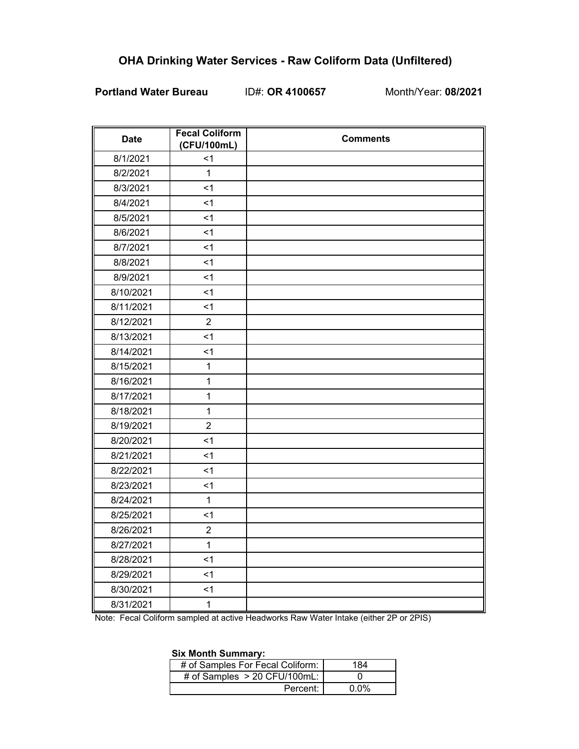## OHA Drinking Water Services - Raw Coliform Data (Unfiltered)

**Portland Water Bureau** ID#: **OR 4100657** Month/Year: **08/2021**

| Date | Fecal Coliform (CFU/100mL) | Comments |
|---|---|---|
| 8/1/2021 | <1 | |
| 8/2/2021 | 1 | |
| 8/3/2021 | <1 | |
| 8/4/2021 | <1 | |
| 8/5/2021 | <1 | |
| 8/6/2021 | <1 | |
| 8/7/2021 | <1 | |
| 8/8/2021 | <1 | |
| 8/9/2021 | <1 | |
| 8/10/2021 | <1 | |
| 8/11/2021 | <1 | |
| 8/12/2021 | 2 | |
| 8/13/2021 | <1 | |
| 8/14/2021 | <1 | |
| 8/15/2021 | 1 | |
| 8/16/2021 | 1 | |
| 8/17/2021 | 1 | |
| 8/18/2021 | 1 | |
| 8/19/2021 | 2 | |
| 8/20/2021 | <1 | |
| 8/21/2021 | <1 | |
| 8/22/2021 | <1 | |
| 8/23/2021 | <1 | |
| 8/24/2021 | 1 | |
| 8/25/2021 | <1 | |
| 8/26/2021 | 2 | |
| 8/27/2021 | 1 | |
| 8/28/2021 | <1 | |
| 8/29/2021 | <1 | |
| 8/30/2021 | <1 | |
| 8/31/2021 | 1 | |

Note: Fecal Coliform sampled at active Headworks Raw Water Intake (either 2P or 2PIS)

**Six Month Summary:**

| | |
|---|---|
| # of Samples For Fecal Coliform: | 184 |
| # of Samples > 20 CFU/100mL: | 0 |
| Percent: | 0.0% |